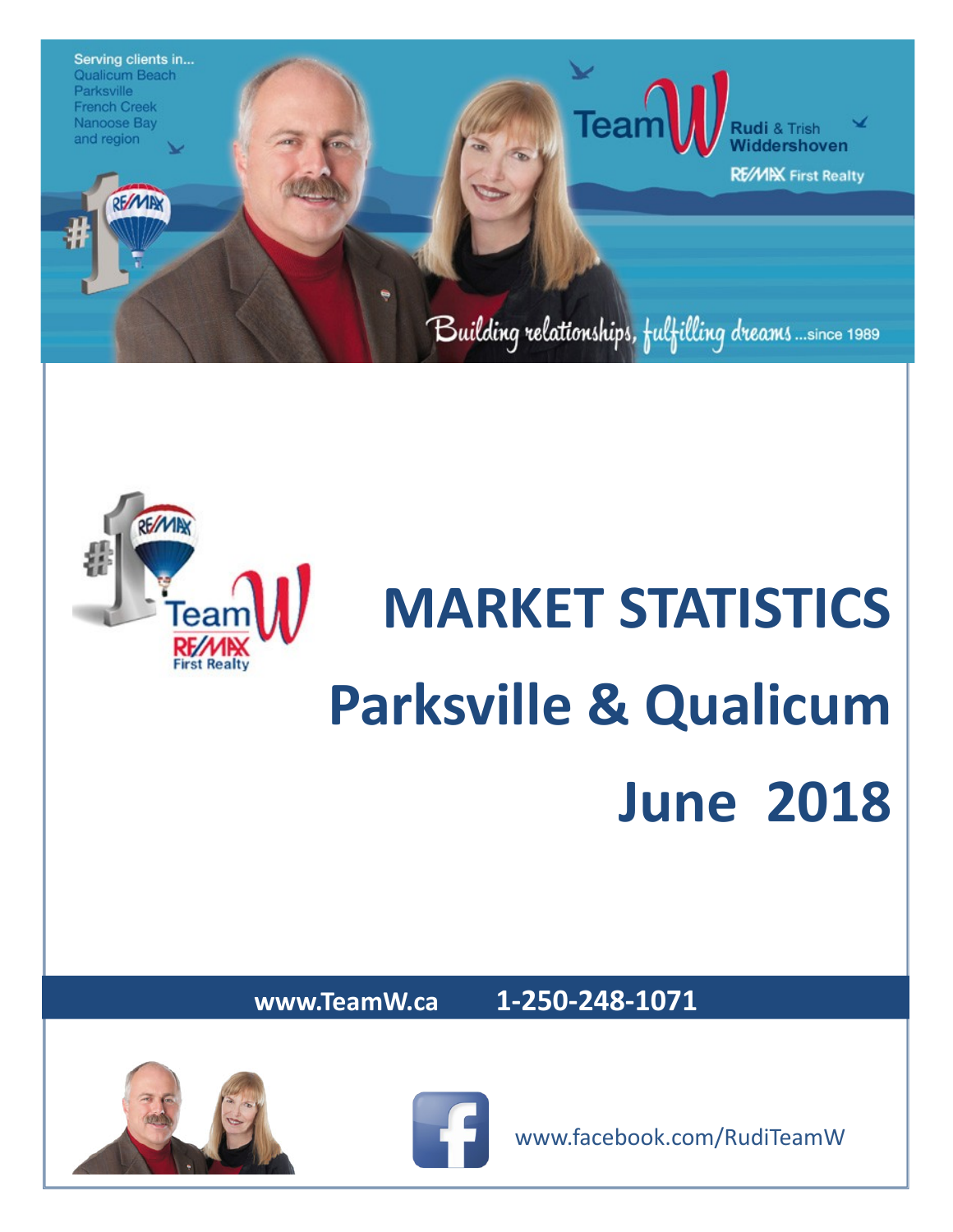Serving clients in...
Qualicum Beach
Parksville
French Creek
Nanoose Bay
and region

Team W Rudi & Trish Widdershoven

RE/MAX First Realty

Building relationships, fulfilling dreams ...since 1989

# MARKET STATISTICS

# Parksville & Qualicum

# June 2018

**www.TeamW.ca** **1-250-248-1071**

www.facebook.com/RudiTeamW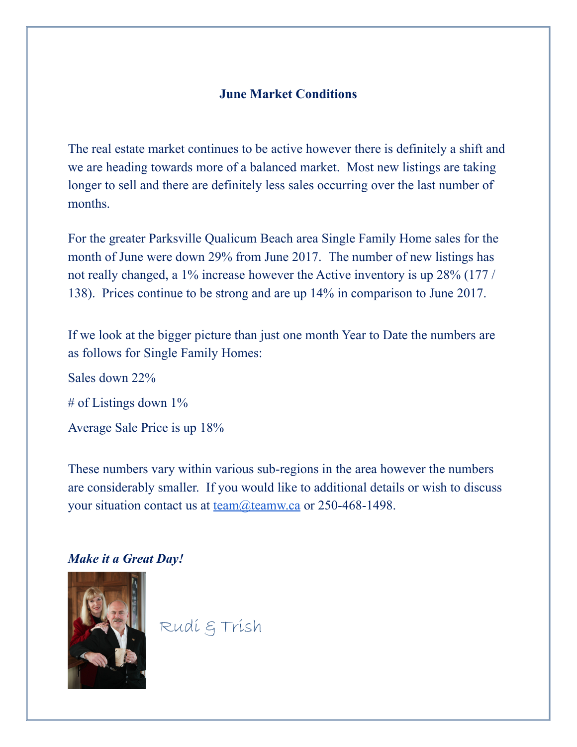# June Market Conditions

The real estate market continues to be active however there is definitely a shift and we are heading towards more of a balanced market. Most new listings are taking longer to sell and there are definitely less sales occurring over the last number of months.

For the greater Parksville Qualicum Beach area Single Family Home sales for the month of June were down 29% from June 2017. The number of new listings has not really changed, a 1% increase however the Active inventory is up 28% (177 / 138). Prices continue to be strong and are up 14% in comparison to June 2017.

If we look at the bigger picture than just one month Year to Date the numbers are as follows for Single Family Homes:

Sales down 22%

# of Listings down 1%

Average Sale Price is up 18%

These numbers vary within various sub-regions in the area however the numbers are considerably smaller. If you would like to additional details or wish to discuss your situation contact us at team@teamw.ca or 250-468-1498.

***Make it a Great Day!***

Rudi & Trish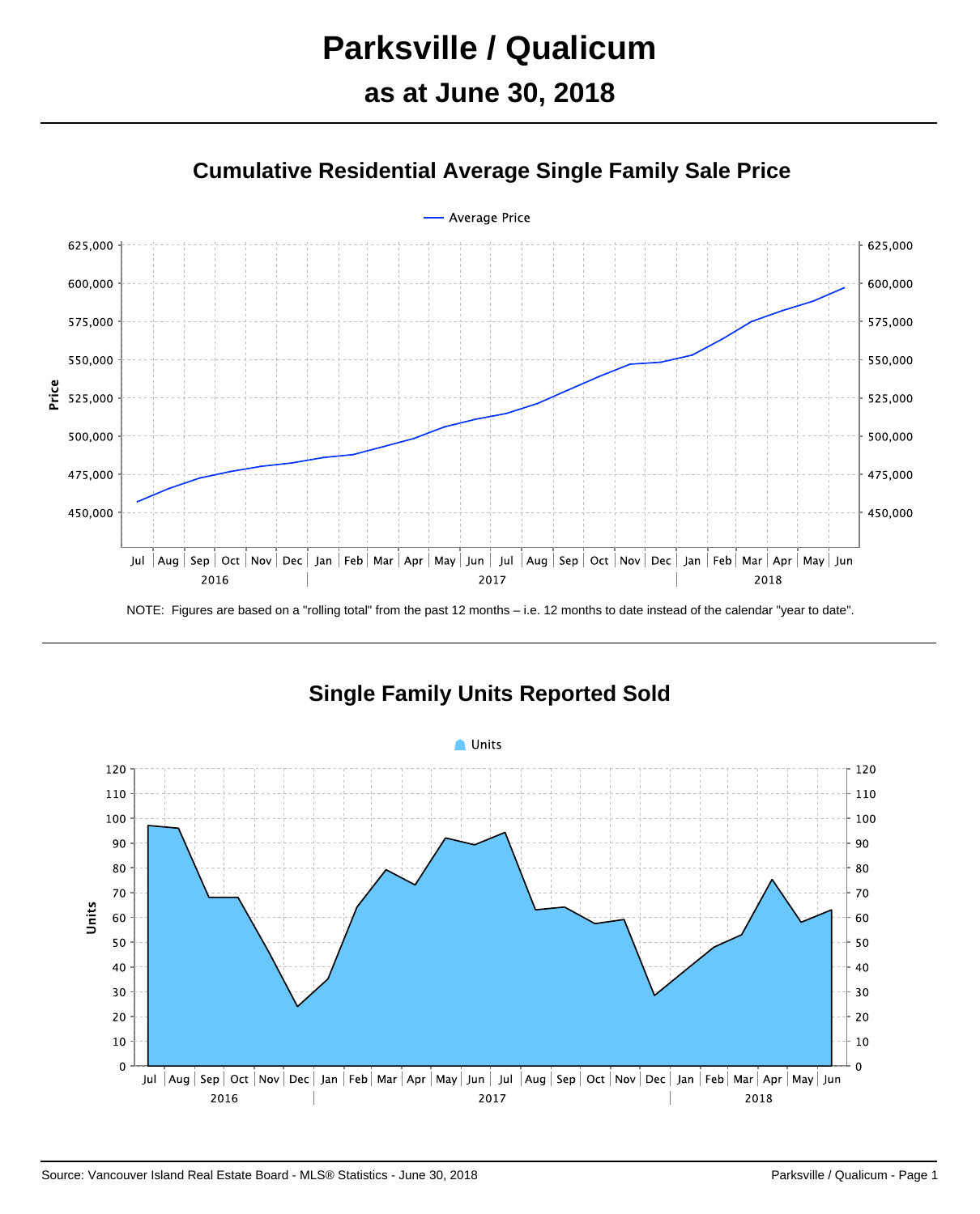# Parksville / Qualicum

## as at June 30, 2018

### Cumulative Residential Average Single Family Sale Price

NOTE: Figures are based on a "rolling total" from the past 12 months – i.e. 12 months to date instead of the calendar "year to date".

### Single Family Units Reported Sold

Source: Vancouver Island Real Estate Board - MLS® Statistics - June 30, 2018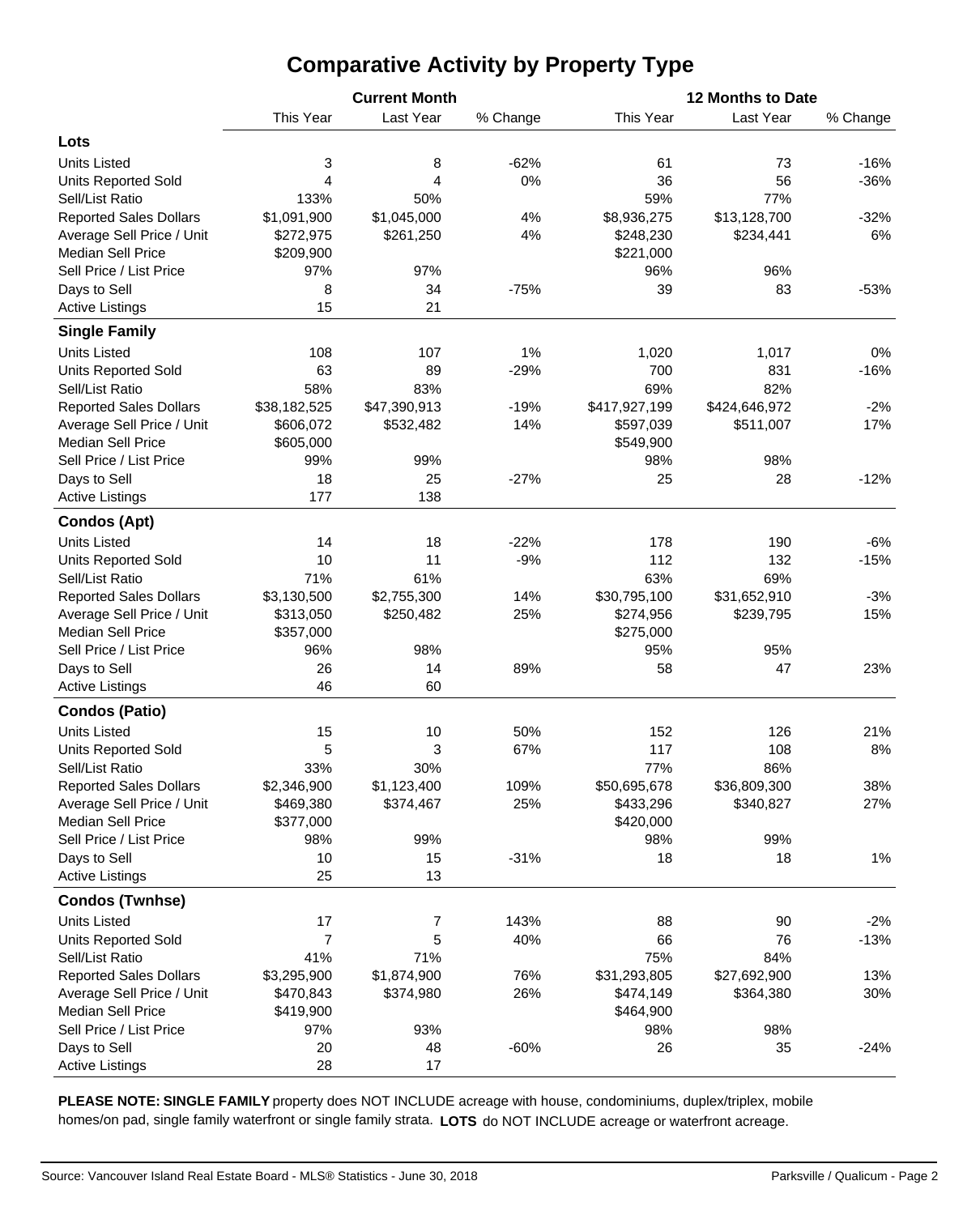# Comparative Activity by Property Type

| | Current Month | | | 12 Months to Date | | |
|---|---|---|---|---|---|---|
| | This Year | Last Year | % Change | This Year | Last Year | % Change |
| **Lots** | | | | | | |
| Units Listed | 3 | 8 | -62% | 61 | 73 | -16% |
| Units Reported Sold | 4 | 4 | 0% | 36 | 56 | -36% |
| Sell/List Ratio | 133% | 50% | | 59% | 77% | |
| Reported Sales Dollars | $1,091,900 | $1,045,000 | 4% | $8,936,275 | $13,128,700 | -32% |
| Average Sell Price / Unit | $272,975 | $261,250 | 4% | $248,230 | $234,441 | 6% |
| Median Sell Price | $209,900 | | | $221,000 | | |
| Sell Price / List Price | 97% | 97% | | 96% | 96% | |
| Days to Sell | 8 | 34 | -75% | 39 | 83 | -53% |
| Active Listings | 15 | 21 | | | | |
| **Single Family** | | | | | | |
| Units Listed | 108 | 107 | 1% | 1,020 | 1,017 | 0% |
| Units Reported Sold | 63 | 89 | -29% | 700 | 831 | -16% |
| Sell/List Ratio | 58% | 83% | | 69% | 82% | |
| Reported Sales Dollars | $38,182,525 | $47,390,913 | -19% | $417,927,199 | $424,646,972 | -2% |
| Average Sell Price / Unit | $606,072 | $532,482 | 14% | $597,039 | $511,007 | 17% |
| Median Sell Price | $605,000 | | | $549,900 | | |
| Sell Price / List Price | 99% | 99% | | 98% | 98% | |
| Days to Sell | 18 | 25 | -27% | 25 | 28 | -12% |
| Active Listings | 177 | 138 | | | | |
| **Condos (Apt)** | | | | | | |
| Units Listed | 14 | 18 | -22% | 178 | 190 | -6% |
| Units Reported Sold | 10 | 11 | -9% | 112 | 132 | -15% |
| Sell/List Ratio | 71% | 61% | | 63% | 69% | |
| Reported Sales Dollars | $3,130,500 | $2,755,300 | 14% | $30,795,100 | $31,652,910 | -3% |
| Average Sell Price / Unit | $313,050 | $250,482 | 25% | $274,956 | $239,795 | 15% |
| Median Sell Price | $357,000 | | | $275,000 | | |
| Sell Price / List Price | 96% | 98% | | 95% | 95% | |
| Days to Sell | 26 | 14 | 89% | 58 | 47 | 23% |
| Active Listings | 46 | 60 | | | | |
| **Condos (Patio)** | | | | | | |
| Units Listed | 15 | 10 | 50% | 152 | 126 | 21% |
| Units Reported Sold | 5 | 3 | 67% | 117 | 108 | 8% |
| Sell/List Ratio | 33% | 30% | | 77% | 86% | |
| Reported Sales Dollars | $2,346,900 | $1,123,400 | 109% | $50,695,678 | $36,809,300 | 38% |
| Average Sell Price / Unit | $469,380 | $374,467 | 25% | $433,296 | $340,827 | 27% |
| Median Sell Price | $377,000 | | | $420,000 | | |
| Sell Price / List Price | 98% | 99% | | 98% | 99% | |
| Days to Sell | 10 | 15 | -31% | 18 | 18 | 1% |
| Active Listings | 25 | 13 | | | | |
| **Condos (Twnhse)** | | | | | | |
| Units Listed | 17 | 7 | 143% | 88 | 90 | -2% |
| Units Reported Sold | 7 | 5 | 40% | 66 | 76 | -13% |
| Sell/List Ratio | 41% | 71% | | 75% | 84% | |
| Reported Sales Dollars | $3,295,900 | $1,874,900 | 76% | $31,293,805 | $27,692,900 | 13% |
| Average Sell Price / Unit | $470,843 | $374,980 | 26% | $474,149 | $364,380 | 30% |
| Median Sell Price | $419,900 | | | $464,900 | | |
| Sell Price / List Price | 97% | 93% | | 98% | 98% | |
| Days to Sell | 20 | 48 | -60% | 26 | 35 | -24% |
| Active Listings | 28 | 17 | | | | |

**PLEASE NOTE: SINGLE FAMILY** property does NOT INCLUDE acreage with house, condominiums, duplex/triplex, mobile homes/on pad, single family waterfront or single family strata. **LOTS** do NOT INCLUDE acreage or waterfront acreage.

Source: Vancouver Island Real Estate Board - MLS® Statistics - June 30, 2018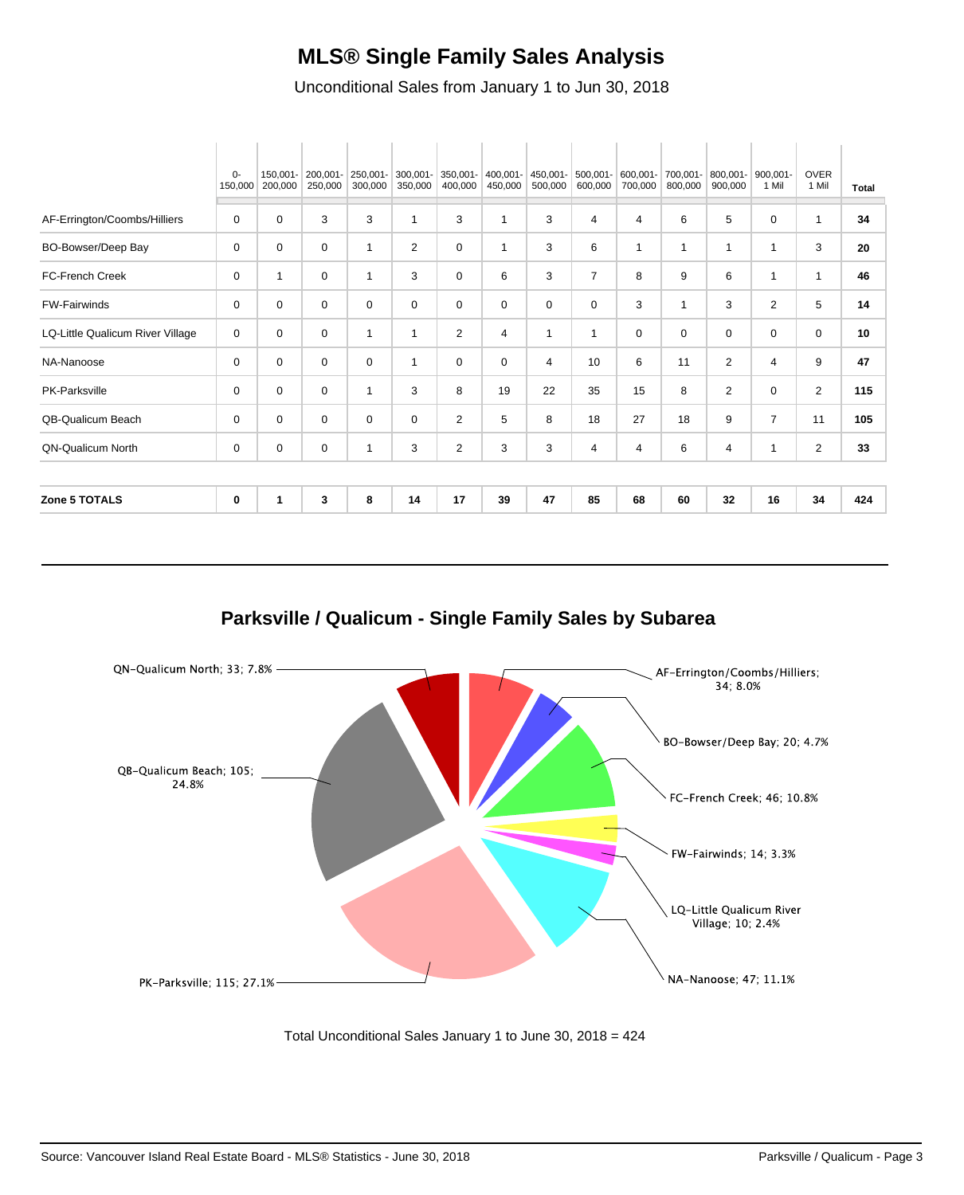# MLS® Single Family Sales Analysis

Unconditional Sales from January 1 to Jun 30, 2018

| | 0-150,000 | 150,001-200,000 | 200,001-250,000 | 250,001-300,000 | 300,001-350,000 | 350,001-400,000 | 400,001-450,000 | 450,001-500,000 | 500,001-600,000 | 600,001-700,000 | 700,001-800,000 | 800,001-900,000 | 900,001-1 Mil | OVER 1 Mil | Total |
|---|---|---|---|---|---|---|---|---|---|---|---|---|---|---|---|
| AF-Errington/Coombs/Hilliers | 0 | 0 | 3 | 3 | 1 | 3 | 1 | 3 | 4 | 4 | 6 | 5 | 0 | 1 | **34** |
| BO-Bowser/Deep Bay | 0 | 0 | 0 | 1 | 2 | 0 | 1 | 3 | 6 | 1 | 1 | 1 | 1 | 3 | **20** |
| FC-French Creek | 0 | 1 | 0 | 1 | 3 | 0 | 6 | 3 | 7 | 8 | 9 | 6 | 1 | 1 | **46** |
| FW-Fairwinds | 0 | 0 | 0 | 0 | 0 | 0 | 0 | 0 | 0 | 3 | 1 | 3 | 2 | 5 | **14** |
| LQ-Little Qualicum River Village | 0 | 0 | 0 | 1 | 1 | 2 | 4 | 1 | 1 | 0 | 0 | 0 | 0 | 0 | **10** |
| NA-Nanoose | 0 | 0 | 0 | 0 | 1 | 0 | 0 | 4 | 10 | 6 | 11 | 2 | 4 | 9 | **47** |
| PK-Parksville | 0 | 0 | 0 | 1 | 3 | 8 | 19 | 22 | 35 | 15 | 8 | 2 | 0 | 2 | **115** |
| QB-Qualicum Beach | 0 | 0 | 0 | 0 | 0 | 2 | 5 | 8 | 18 | 27 | 18 | 9 | 7 | 11 | **105** |
| QN-Qualicum North | 0 | 0 | 0 | 1 | 3 | 2 | 3 | 3 | 4 | 4 | 6 | 4 | 1 | 2 | **33** |
| **Zone 5 TOTALS** | **0** | **1** | **3** | **8** | **14** | **17** | **39** | **47** | **85** | **68** | **60** | **32** | **16** | **34** | **424** |

## Parksville / Qualicum - Single Family Sales by Subarea

- AF-Errington/Coombs/Hilliers; 34; 8.0%
- BO-Bowser/Deep Bay; 20; 4.7%
- FC-French Creek; 46; 10.8%
- FW-Fairwinds; 14; 3.3%
- LQ-Little Qualicum River Village; 10; 2.4%
- NA-Nanoose; 47; 11.1%
- PK-Parksville; 115; 27.1%
- QB-Qualicum Beach; 105; 24.8%
- QN-Qualicum North; 33; 7.8%

Total Unconditional Sales January 1 to June 30, 2018 = 424

Source: Vancouver Island Real Estate Board - MLS® Statistics - June 30, 2018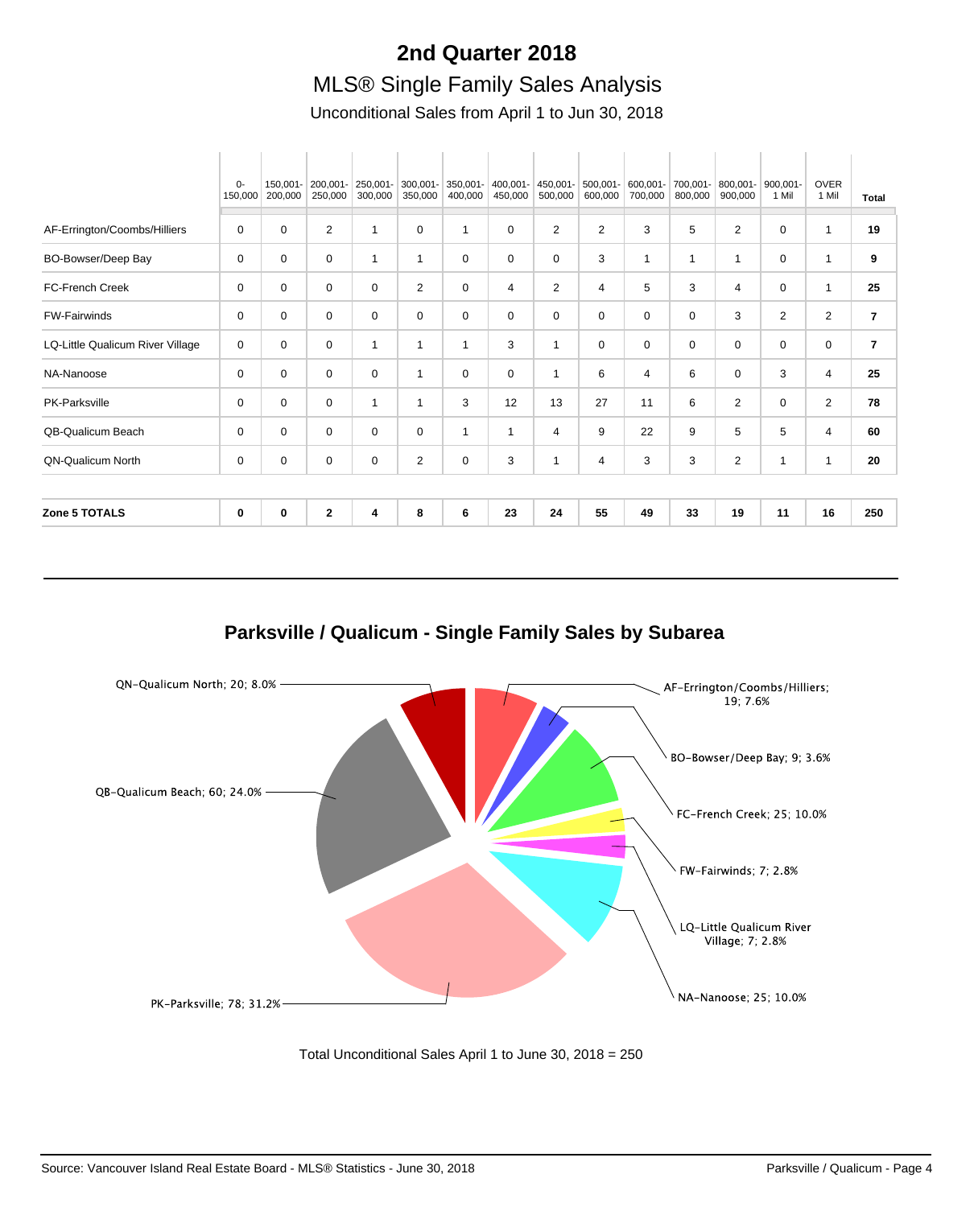# 2nd Quarter 2018

## MLS® Single Family Sales Analysis

### Unconditional Sales from April 1 to Jun 30, 2018

| | 0-150,000 | 150,001-200,000 | 200,001-250,000 | 250,001-300,000 | 300,001-350,000 | 350,001-400,000 | 400,001-450,000 | 450,001-500,000 | 500,001-600,000 | 600,001-700,000 | 700,001-800,000 | 800,001-900,000 | 900,001-1 Mil | OVER 1 Mil | Total |
|---|---|---|---|---|---|---|---|---|---|---|---|---|---|---|---|
| AF-Errington/Coombs/Hilliers | 0 | 0 | 2 | 1 | 0 | 1 | 0 | 2 | 2 | 3 | 5 | 2 | 0 | 1 | **19** |
| BO-Bowser/Deep Bay | 0 | 0 | 0 | 1 | 1 | 0 | 0 | 0 | 3 | 1 | 1 | 1 | 0 | 1 | **9** |
| FC-French Creek | 0 | 0 | 0 | 0 | 2 | 0 | 4 | 2 | 4 | 5 | 3 | 4 | 0 | 1 | **25** |
| FW-Fairwinds | 0 | 0 | 0 | 0 | 0 | 0 | 0 | 0 | 0 | 0 | 0 | 3 | 2 | 2 | **7** |
| LQ-Little Qualicum River Village | 0 | 0 | 0 | 1 | 1 | 1 | 3 | 1 | 0 | 0 | 0 | 0 | 0 | 0 | **7** |
| NA-Nanoose | 0 | 0 | 0 | 0 | 1 | 0 | 0 | 1 | 6 | 4 | 6 | 0 | 3 | 4 | **25** |
| PK-Parksville | 0 | 0 | 0 | 1 | 1 | 3 | 12 | 13 | 27 | 11 | 6 | 2 | 0 | 2 | **78** |
| QB-Qualicum Beach | 0 | 0 | 0 | 0 | 0 | 1 | 1 | 4 | 9 | 22 | 9 | 5 | 5 | 4 | **60** |
| QN-Qualicum North | 0 | 0 | 0 | 0 | 2 | 0 | 3 | 1 | 4 | 3 | 3 | 2 | 1 | 1 | **20** |
| **Zone 5 TOTALS** | **0** | **0** | **2** | **4** | **8** | **6** | **23** | **24** | **55** | **49** | **33** | **19** | **11** | **16** | **250** |

## Parksville / Qualicum - Single Family Sales by Subarea

QN-Qualicum North; 20; 8.0%

AF-Errington/Coombs/Hilliers; 19; 7.6%

BO-Bowser/Deep Bay; 9; 3.6%

QB-Qualicum Beach; 60; 24.0%

FC-French Creek; 25; 10.0%

FW-Fairwinds; 7; 2.8%

LQ-Little Qualicum River Village; 7; 2.8%

NA-Nanoose; 25; 10.0%

PK-Parksville; 78; 31.2%

Total Unconditional Sales April 1 to June 30, 2018 = 250

Source: Vancouver Island Real Estate Board - MLS® Statistics - June 30, 2018